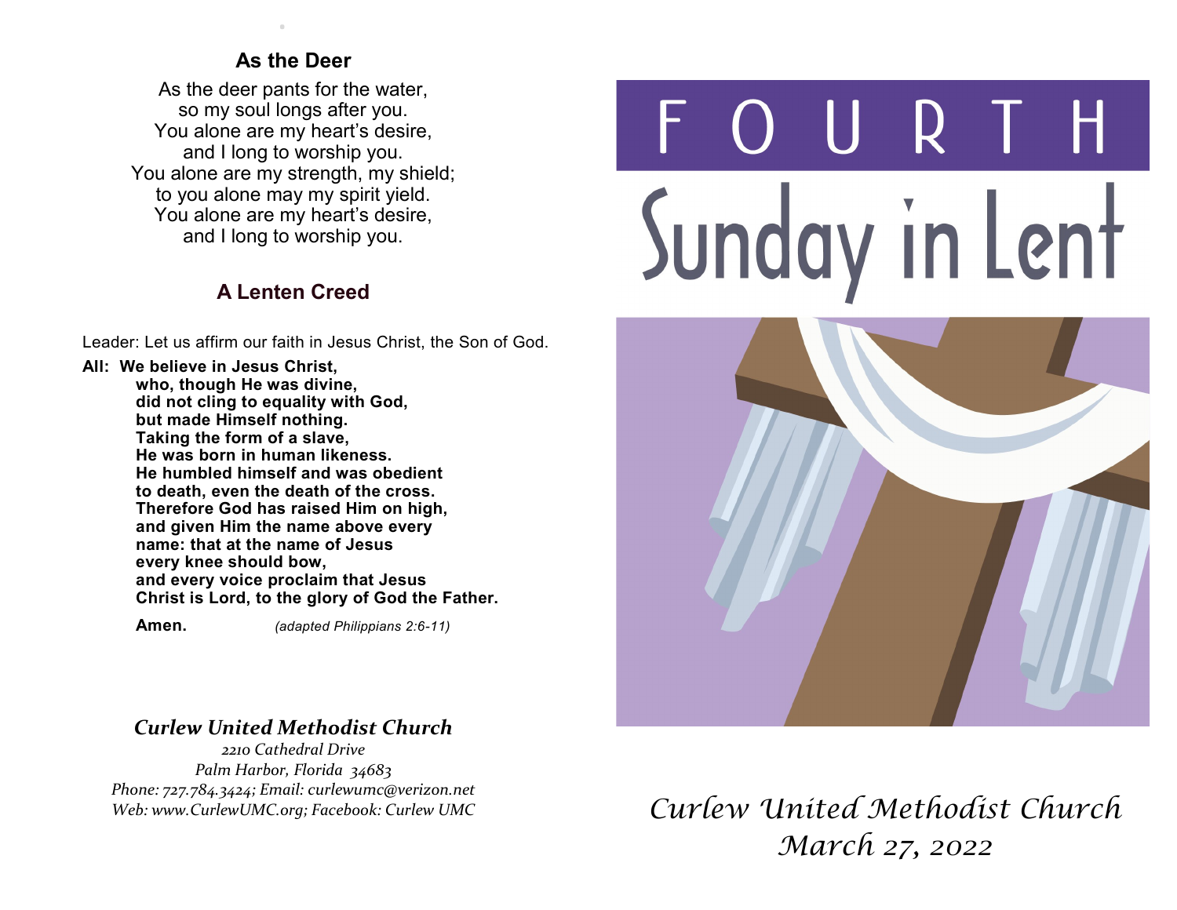## As the Deer

As the deer pants for the water,
so my soul longs after you.
You alone are my heart's desire,
and I long to worship you.
You alone are my strength, my shield;
to you alone may my spirit yield.
You alone are my heart's desire,
and I long to worship you.

## A Lenten Creed

Leader: Let us affirm our faith in Jesus Christ, the Son of God.

**All: We believe in Jesus Christ,
who, though He was divine,
did not cling to equality with God,
but made Himself nothing.
Taking the form of a slave,
He was born in human likeness.
He humbled himself and was obedient
to death, even the death of the cross.
Therefore God has raised Him on high,
and given Him the name above every
name: that at the name of Jesus
every knee should bow,
and every voice proclaim that Jesus
Christ is Lord, to the glory of God the Father.**

**Amen.** *(adapted Philippians 2:6-11)*

***Curlew United Methodist Church***

*2210 Cathedral Drive*
*Palm Harbor, Florida 34683*
*Phone: 727.784.3424; Email: curlewumc@verizon.net*
*Web: www.CurlewUMC.org; Facebook: Curlew UMC*

# FOURTH Sunday in Lent

*Curlew United Methodist Church*
*March 27, 2022*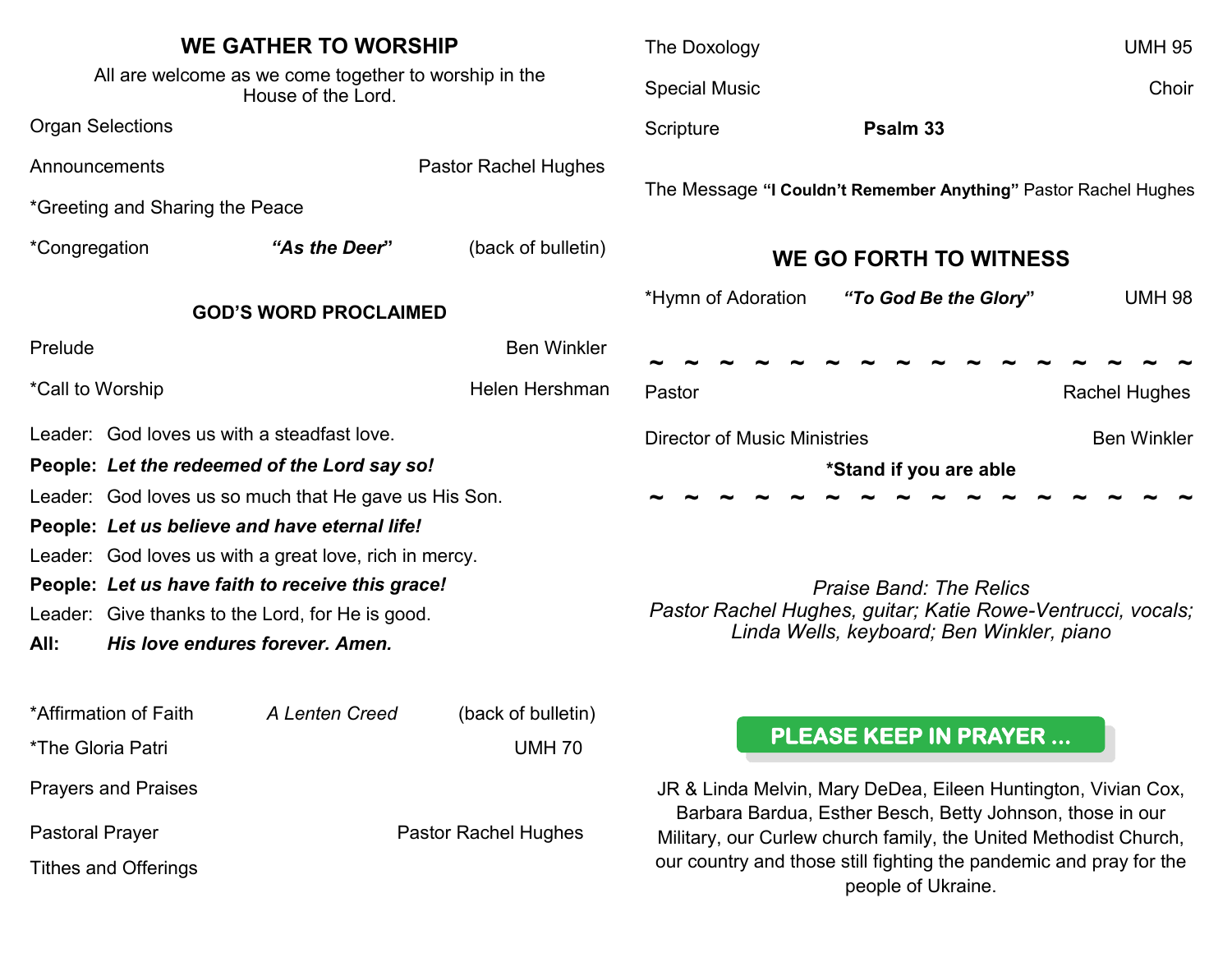## WE GATHER TO WORSHIP

All are welcome as we come together to worship in the House of the Lord.

Organ Selections

Announcements — Pastor Rachel Hughes

*Greeting and Sharing the Peace

*Congregation ***"As the Deer"*** (back of bulletin)

### GOD'S WORD PROCLAIMED

Prelude — Ben Winkler

*Call to Worship — Helen Hershman

Leader: God loves us with a steadfast love.

**People:** ***Let the redeemed of the Lord say so!***

Leader: God loves us so much that He gave us His Son.

**People:** ***Let us believe and have eternal life!***

Leader: God loves us with a great love, rich in mercy.

**People:** ***Let us have faith to receive this grace!***

Leader: Give thanks to the Lord, for He is good.

**All:** ***His love endures forever. Amen.***

*Affirmation of Faith *A Lenten Creed* (back of bulletin)

*The Gloria Patri — UMH 70

Prayers and Praises

Pastoral Prayer — Pastor Rachel Hughes

Tithes and Offerings

The Doxology — UMH 95

Special Music — Choir

Scripture **Psalm 33**

The Message **"I Couldn't Remember Anything"** Pastor Rachel Hughes

## WE GO FORTH TO WITNESS

*Hymn of Adoration ***"To God Be the Glory"*** UMH 98

~ ~ ~ ~ ~ ~ ~ ~ ~ ~ ~ ~ ~ ~ ~ ~

Pastor — Rachel Hughes

Director of Music Ministries — Ben Winkler

**\*Stand if you are able**

~ ~ ~ ~ ~ ~ ~ ~ ~ ~ ~ ~ ~ ~ ~ ~

*Praise Band: The Relics*
*Pastor Rachel Hughes, guitar; Katie Rowe-Ventrucci, vocals; Linda Wells, keyboard; Ben Winkler, piano*

**PLEASE KEEP IN PRAYER ...**

JR & Linda Melvin, Mary DeDea, Eileen Huntington, Vivian Cox, Barbara Bardua, Esther Besch, Betty Johnson, those in our Military, our Curlew church family, the United Methodist Church, our country and those still fighting the pandemic and pray for the people of Ukraine.